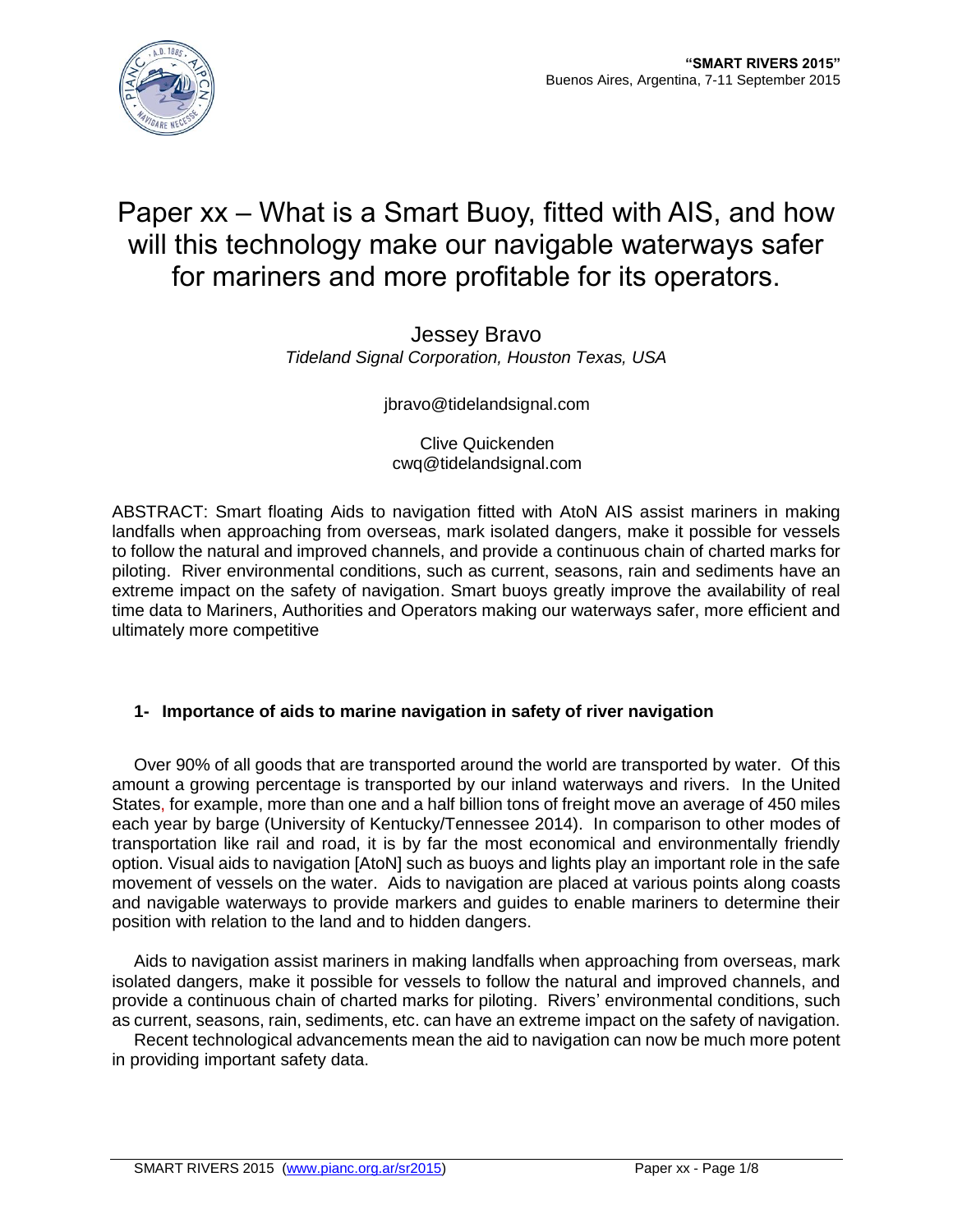# Paper xx – What is a Smart Buoy, fitted with AIS, and how will this technology make our navigable waterways safer for mariners and more profitable for its operators.

Jessey Bravo

*Tideland Signal Corporation, Houston Texas, USA*

jbravo@tidelandsignal.com

Clive Quickenden

cwq@tidelandsignal.com

ABSTRACT: Smart floating Aids to navigation fitted with AtoN AIS assist mariners in making landfalls when approaching from overseas, mark isolated dangers, make it possible for vessels to follow the natural and improved channels, and provide a continuous chain of charted marks for piloting. River environmental conditions, such as current, seasons, rain and sediments have an extreme impact on the safety of navigation. Smart buoys greatly improve the availability of real time data to Mariners, Authorities and Operators making our waterways safer, more efficient and ultimately more competitive

## 1- Importance of aids to marine navigation in safety of river navigation

Over 90% of all goods that are transported around the world are transported by water. Of this amount a growing percentage is transported by our inland waterways and rivers. In the United States, for example, more than one and a half billion tons of freight move an average of 450 miles each year by barge (University of Kentucky/Tennessee 2014). In comparison to other modes of transportation like rail and road, it is by far the most economical and environmentally friendly option. Visual aids to navigation [AtoN] such as buoys and lights play an important role in the safe movement of vessels on the water. Aids to navigation are placed at various points along coasts and navigable waterways to provide markers and guides to enable mariners to determine their position with relation to the land and to hidden dangers.

Aids to navigation assist mariners in making landfalls when approaching from overseas, mark isolated dangers, make it possible for vessels to follow the natural and improved channels, and provide a continuous chain of charted marks for piloting. Rivers' environmental conditions, such as current, seasons, rain, sediments, etc. can have an extreme impact on the safety of navigation.

Recent technological advancements mean the aid to navigation can now be much more potent in providing important safety data.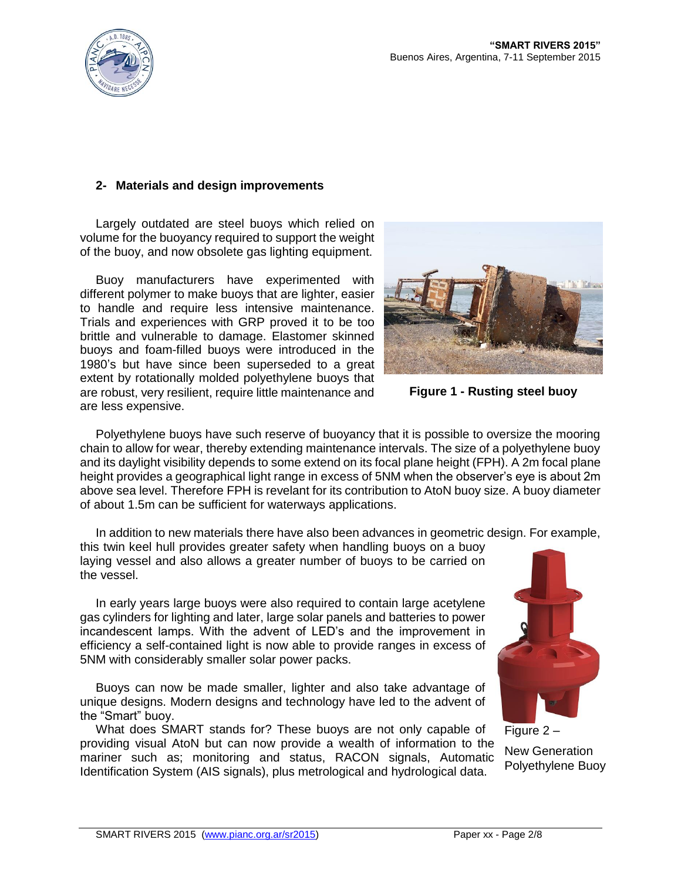## 2- Materials and design improvements

Largely outdated are steel buoys which relied on volume for the buoyancy required to support the weight of the buoy, and now obsolete gas lighting equipment.

Buoy manufacturers have experimented with different polymer to make buoys that are lighter, easier to handle and require less intensive maintenance. Trials and experiences with GRP proved it to be too brittle and vulnerable to damage. Elastomer skinned buoys and foam-filled buoys were introduced in the 1980's but have since been superseded to a great extent by rotationally molded polyethylene buoys that are robust, very resilient, require little maintenance and are less expensive.

**Figure 1 - Rusting steel buoy**

Polyethylene buoys have such reserve of buoyancy that it is possible to oversize the mooring chain to allow for wear, thereby extending maintenance intervals. The size of a polyethylene buoy and its daylight visibility depends to some extend on its focal plane height (FPH). A 2m focal plane height provides a geographical light range in excess of 5NM when the observer's eye is about 2m above sea level. Therefore FPH is revelant for its contribution to AtoN buoy size. A buoy diameter of about 1.5m can be sufficient for waterways applications.

In addition to new materials there have also been advances in geometric design. For example, this twin keel hull provides greater safety when handling buoys on a buoy laying vessel and also allows a greater number of buoys to be carried on the vessel.

In early years large buoys were also required to contain large acetylene gas cylinders for lighting and later, large solar panels and batteries to power incandescent lamps. With the advent of LED's and the improvement in efficiency a self-contained light is now able to provide ranges in excess of 5NM with considerably smaller solar power packs.

Buoys can now be made smaller, lighter and also take advantage of unique designs. Modern designs and technology have led to the advent of the "Smart" buoy.

What does SMART stands for? These buoys are not only capable of providing visual AtoN but can now provide a wealth of information to the mariner such as; monitoring and status, RACON signals, Automatic Identification System (AIS signals), plus metrological and hydrological data.

Figure 2 – New Generation Polyethylene Buoy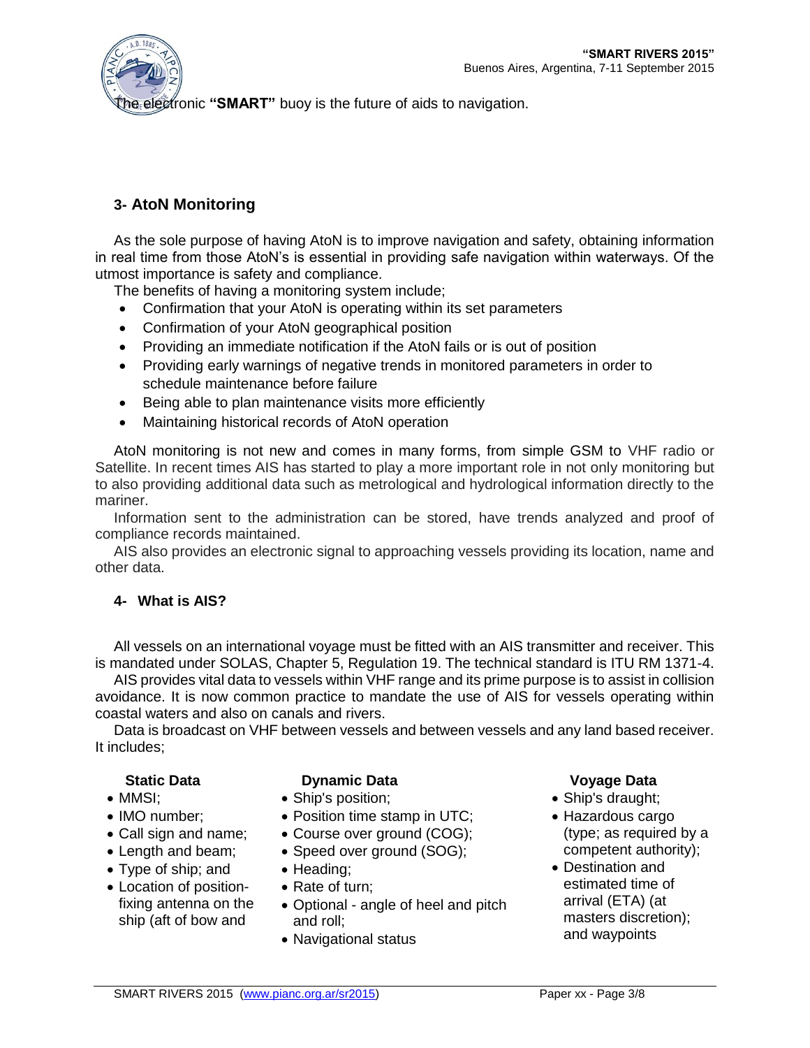The electronic **"SMART"** buoy is the future of aids to navigation.

## 3- AtoN Monitoring

As the sole purpose of having AtoN is to improve navigation and safety, obtaining information in real time from those AtoN's is essential in providing safe navigation within waterways. Of the utmost importance is safety and compliance.

The benefits of having a monitoring system include;

- Confirmation that your AtoN is operating within its set parameters
- Confirmation of your AtoN geographical position
- Providing an immediate notification if the AtoN fails or is out of position
- Providing early warnings of negative trends in monitored parameters in order to schedule maintenance before failure
- Being able to plan maintenance visits more efficiently
- Maintaining historical records of AtoN operation

AtoN monitoring is not new and comes in many forms, from simple GSM to VHF radio or Satellite. In recent times AIS has started to play a more important role in not only monitoring but to also providing additional data such as metrological and hydrological information directly to the mariner.

Information sent to the administration can be stored, have trends analyzed and proof of compliance records maintained.

AIS also provides an electronic signal to approaching vessels providing its location, name and other data.

## 4- What is AIS?

All vessels on an international voyage must be fitted with an AIS transmitter and receiver. This is mandated under SOLAS, Chapter 5, Regulation 19. The technical standard is ITU RM 1371-4.

AIS provides vital data to vessels within VHF range and its prime purpose is to assist in collision avoidance. It is now common practice to mandate the use of AIS for vessels operating within coastal waters and also on canals and rivers.

Data is broadcast on VHF between vessels and between vessels and any land based receiver. It includes;

**Static Data**

- MMSI;
- IMO number;
- Call sign and name;
- Length and beam;
- Type of ship; and
- Location of position-fixing antenna on the ship (aft of bow and

**Dynamic Data**

- Ship's position;
- Position time stamp in UTC;
- Course over ground (COG);
- Speed over ground (SOG);
- Heading;
- Rate of turn;
- Optional - angle of heel and pitch and roll;
- Navigational status

**Voyage Data**

- Ship's draught;
- Hazardous cargo (type; as required by a competent authority);
- Destination and estimated time of arrival (ETA) (at masters discretion); and waypoints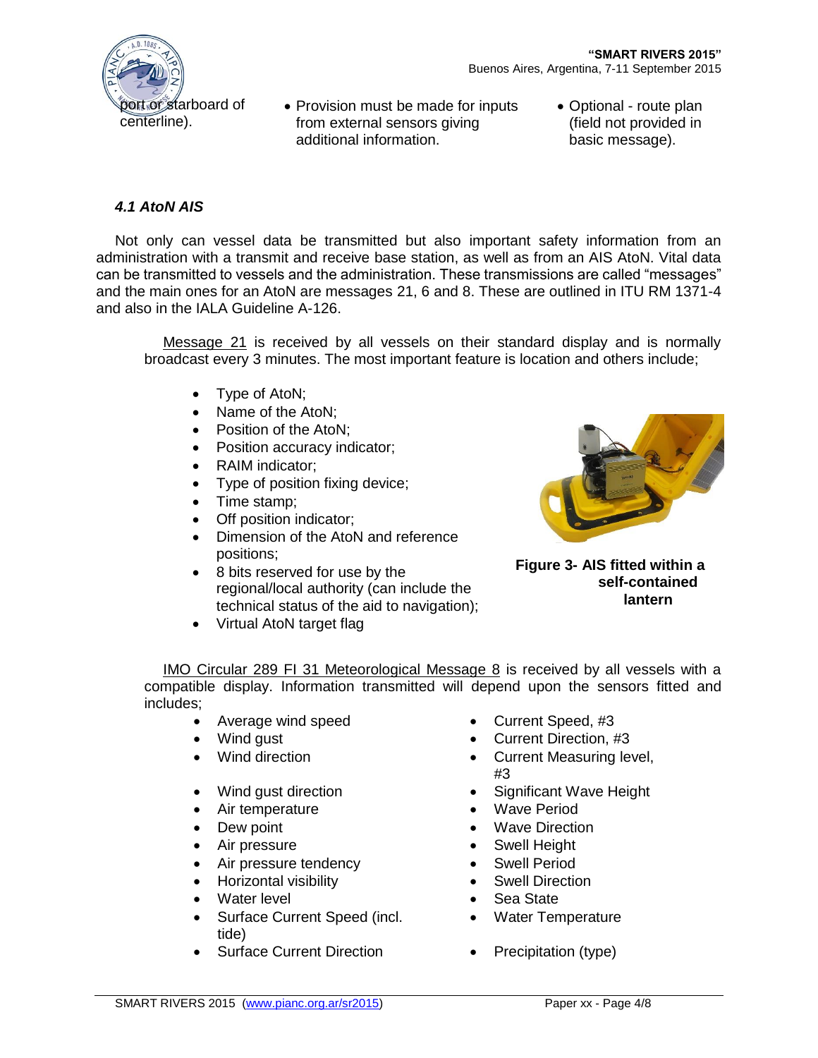port or starboard of centerline).

- Provision must be made for inputs from external sensors giving additional information.

- Optional - route plan (field not provided in basic message).

### *4.1 AtoN AIS*

Not only can vessel data be transmitted but also important safety information from an administration with a transmit and receive base station, as well as from an AIS AtoN. Vital data can be transmitted to vessels and the administration. These transmissions are called "messages" and the main ones for an AtoN are messages 21, 6 and 8. These are outlined in ITU RM 1371-4 and also in the IALA Guideline A-126.

Message 21 is received by all vessels on their standard display and is normally broadcast every 3 minutes. The most important feature is location and others include;

- Type of AtoN;
- Name of the AtoN;
- Position of the AtoN;
- Position accuracy indicator;
- RAIM indicator;
- Type of position fixing device;
- Time stamp;
- Off position indicator;
- Dimension of the AtoN and reference positions;
- 8 bits reserved for use by the regional/local authority (can include the technical status of the aid to navigation);
- Virtual AtoN target flag

**Figure 3- AIS fitted within a self-contained lantern**

IMO Circular 289 FI 31 Meteorological Message 8 is received by all vessels with a compatible display. Information transmitted will depend upon the sensors fitted and includes;

- Average wind speed
- Wind gust
- Wind direction
- Wind gust direction
- Air temperature
- Dew point
- Air pressure
- Air pressure tendency
- Horizontal visibility
- Water level
- Surface Current Speed (incl. tide)
- Surface Current Direction
- Current Speed, #3
- Current Direction, #3
- Current Measuring level, #3
- Significant Wave Height
- Wave Period
- Wave Direction
- Swell Height
- Swell Period
- Swell Direction
- Sea State
- Water Temperature
- Precipitation (type)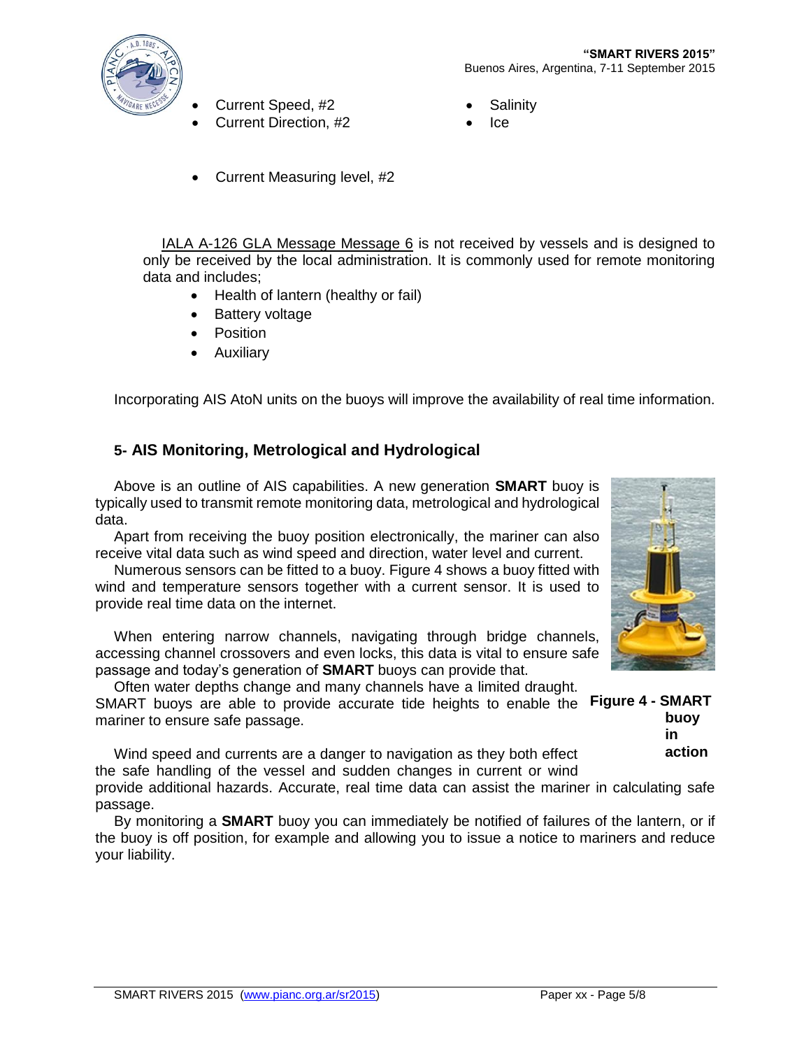- Current Speed, #2
- Current Direction, #2
- Current Measuring level, #2
- Salinity
- Ice

IALA A-126 GLA Message Message 6 is not received by vessels and is designed to only be received by the local administration. It is commonly used for remote monitoring data and includes;

- Health of lantern (healthy or fail)
- Battery voltage
- Position
- Auxiliary

Incorporating AIS AtoN units on the buoys will improve the availability of real time information.

## 5- AIS Monitoring, Metrological and Hydrological

Above is an outline of AIS capabilities. A new generation **SMART** buoy is typically used to transmit remote monitoring data, metrological and hydrological data.

Apart from receiving the buoy position electronically, the mariner can also receive vital data such as wind speed and direction, water level and current.

Numerous sensors can be fitted to a buoy. Figure 4 shows a buoy fitted with wind and temperature sensors together with a current sensor. It is used to provide real time data on the internet.

When entering narrow channels, navigating through bridge channels, accessing channel crossovers and even locks, this data is vital to ensure safe passage and today's generation of **SMART** buoys can provide that.

Often water depths change and many channels have a limited draught. SMART buoys are able to provide accurate tide heights to enable the mariner to ensure safe passage.

**Figure 4 - SMART buoy in action**

Wind speed and currents are a danger to navigation as they both effect the safe handling of the vessel and sudden changes in current or wind provide additional hazards. Accurate, real time data can assist the mariner in calculating safe passage.

By monitoring a **SMART** buoy you can immediately be notified of failures of the lantern, or if the buoy is off position, for example and allowing you to issue a notice to mariners and reduce your liability.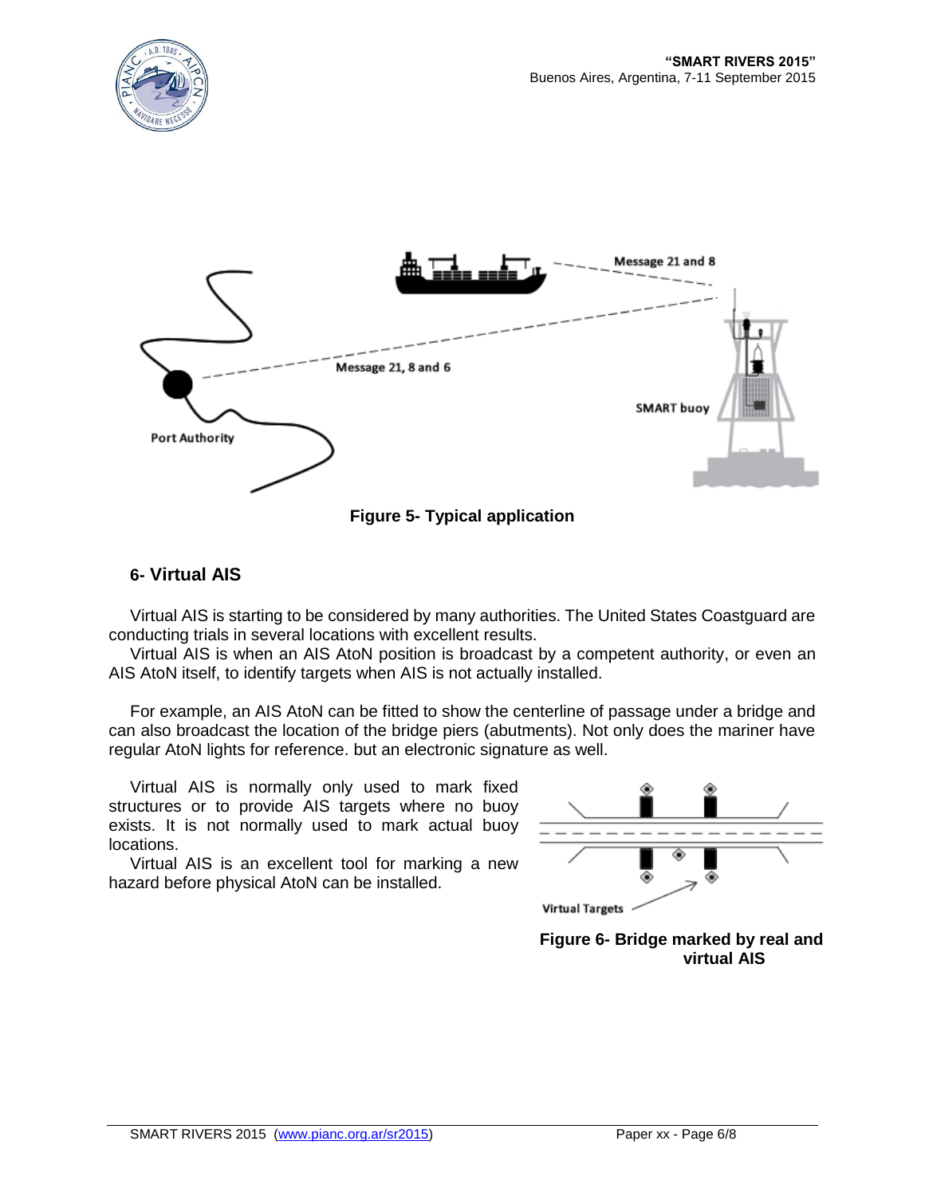Figure 5- Typical application

## 6- Virtual AIS

Virtual AIS is starting to be considered by many authorities. The United States Coastguard are conducting trials in several locations with excellent results.

Virtual AIS is when an AIS AtoN position is broadcast by a competent authority, or even an AIS AtoN itself, to identify targets when AIS is not actually installed.

For example, an AIS AtoN can be fitted to show the centerline of passage under a bridge and can also broadcast the location of the bridge piers (abutments). Not only does the mariner have regular AtoN lights for reference. but an electronic signature as well.

Virtual AIS is normally only used to mark fixed structures or to provide AIS targets where no buoy exists. It is not normally used to mark actual buoy locations.

Virtual AIS is an excellent tool for marking a new hazard before physical AtoN can be installed.

Figure 6- Bridge marked by real and virtual AIS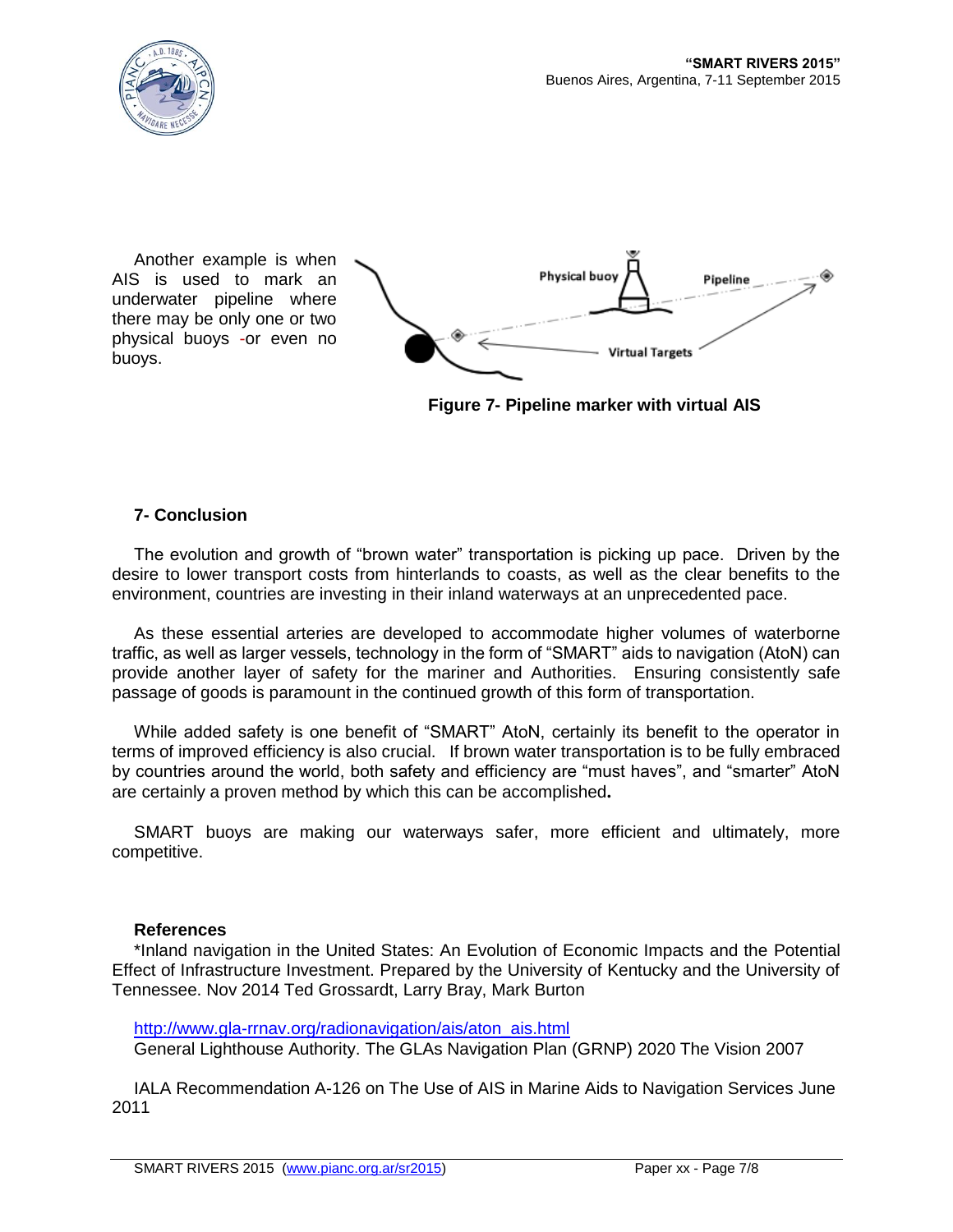Another example is when AIS is used to mark an underwater pipeline where there may be only one or two physical buoys -or even no buoys.

**Figure 7- Pipeline marker with virtual AIS**

## 7- Conclusion

The evolution and growth of "brown water" transportation is picking up pace. Driven by the desire to lower transport costs from hinterlands to coasts, as well as the clear benefits to the environment, countries are investing in their inland waterways at an unprecedented pace.

As these essential arteries are developed to accommodate higher volumes of waterborne traffic, as well as larger vessels, technology in the form of "SMART" aids to navigation (AtoN) can provide another layer of safety for the mariner and Authorities. Ensuring consistently safe passage of goods is paramount in the continued growth of this form of transportation.

While added safety is one benefit of "SMART" AtoN, certainly its benefit to the operator in terms of improved efficiency is also crucial. If brown water transportation is to be fully embraced by countries around the world, both safety and efficiency are "must haves", and "smarter" AtoN are certainly a proven method by which this can be accomplished**.**

SMART buoys are making our waterways safer, more efficient and ultimately, more competitive.

### References

*Inland navigation in the United States: An Evolution of Economic Impacts and the Potential Effect of Infrastructure Investment. Prepared by the University of Kentucky and the University of Tennessee. Nov 2014 Ted Grossardt, Larry Bray, Mark Burton

http://www.gla-rrnav.org/radionavigation/ais/aton_ais.html
General Lighthouse Authority. The GLAs Navigation Plan (GRNP) 2020 The Vision 2007

IALA Recommendation A-126 on The Use of AIS in Marine Aids to Navigation Services June 2011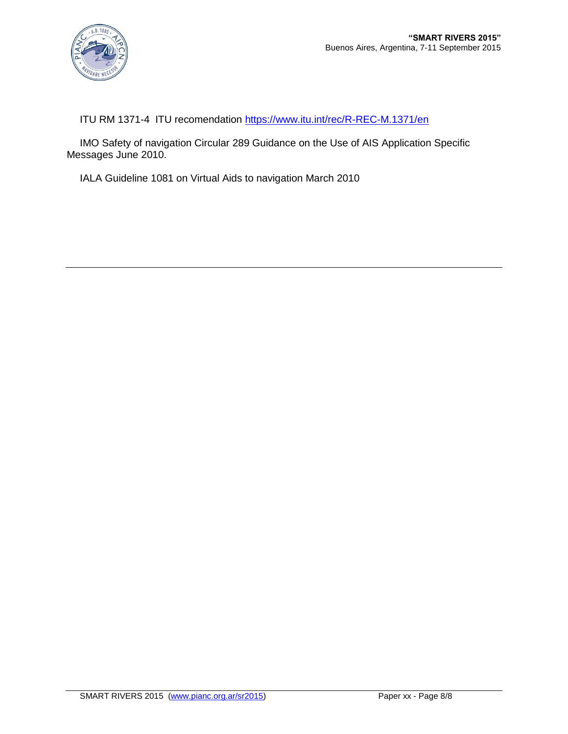ITU RM 1371-4 ITU recomendation https://www.itu.int/rec/R-REC-M.1371/en

IMO Safety of navigation Circular 289 Guidance on the Use of AIS Application Specific Messages June 2010.

IALA Guideline 1081 on Virtual Aids to navigation March 2010